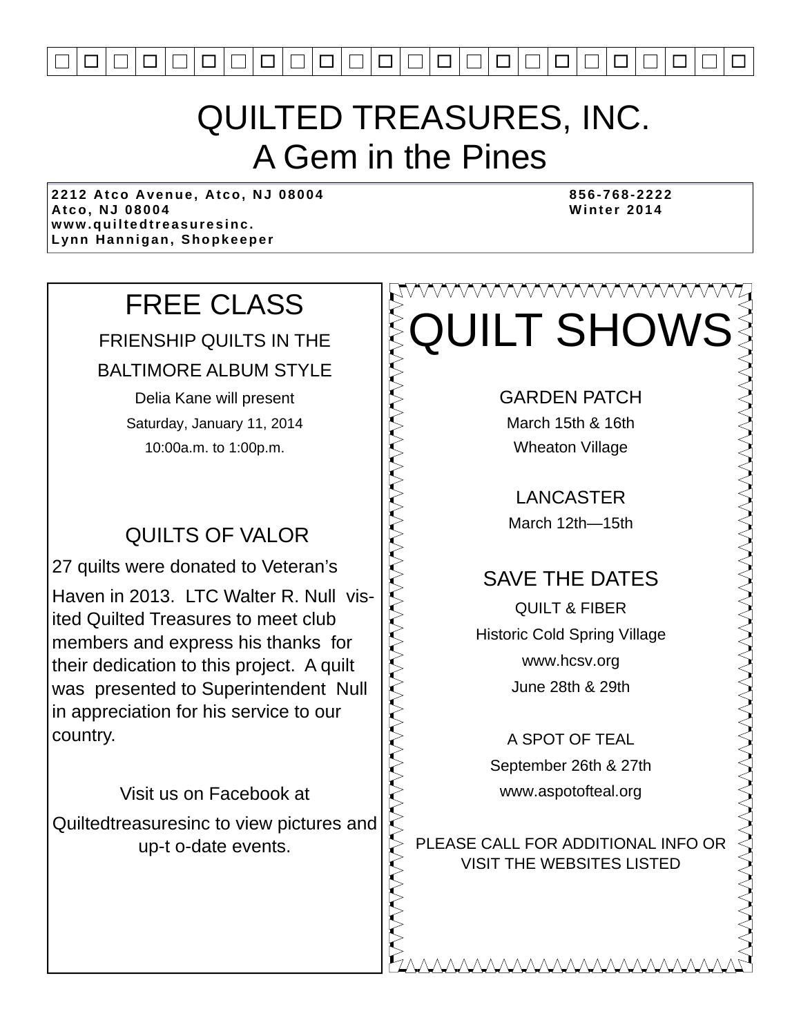# QUILTED TREASURES, INC.

## A Gem in the Pines

2212 Atco Avenue, Atco, NJ 08004
Atco, NJ 08004
www.quiltedtreasuresinc.
Lynn Hannigan, Shopkeeper

856-768-2222
Winter 2014

## FREE CLASS

FRIENSHIP QUILTS IN THE BALTIMORE ALBUM STYLE

Delia Kane will present

Saturday, January 11, 2014

10:00a.m. to 1:00p.m.

## QUILTS OF VALOR

27 quilts were donated to Veteran's Haven in 2013. LTC Walter R. Null visited Quilted Treasures to meet club members and express his thanks for their dedication to this project. A quilt was presented to Superintendent Null in appreciation for his service to our country.

Visit us on Facebook at Quiltedtreasuresinc to view pictures and up-t o-date events.

## QUILT SHOWS

GARDEN PATCH
March 15th & 16th
Wheaton Village

LANCASTER
March 12th—15th

### SAVE THE DATES

QUILT & FIBER
Historic Cold Spring Village
www.hcsv.org
June 28th & 29th

A SPOT OF TEAL
September 26th & 27th
www.aspotofteal.org

PLEASE CALL FOR ADDITIONAL INFO OR VISIT THE WEBSITES LISTED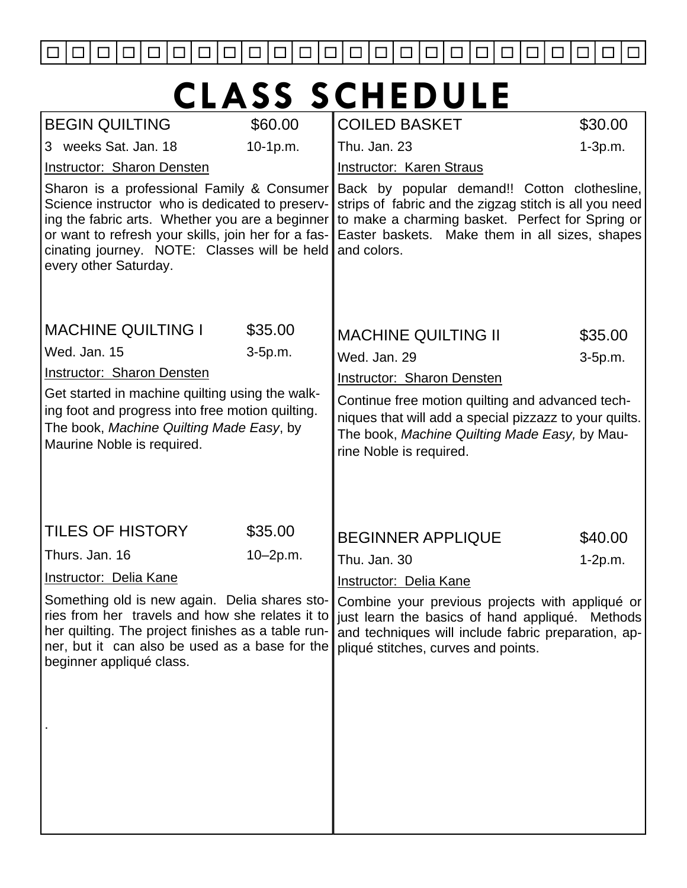# CLASS SCHEDULE

## BEGIN QUILTING — $60.00

3 weeks Sat. Jan. 18 — 10-1p.m.

Instructor: Sharon Densten

Sharon is a professional Family & Consumer Science instructor who is dedicated to preserving the fabric arts. Whether you are a beginner or want to refresh your skills, join her for a fascinating journey. NOTE: Classes will be held every other Saturday.

## MACHINE QUILTING I — $35.00

Wed. Jan. 15 — 3-5p.m.

Instructor: Sharon Densten

Get started in machine quilting using the walking foot and progress into free motion quilting. The book, *Machine Quilting Made Easy*, by Maurine Noble is required.

## TILES OF HISTORY — $35.00

Thurs. Jan. 16 — 10–2p.m.

Instructor: Delia Kane

Something old is new again. Delia shares stories from her travels and how she relates it to her quilting. The project finishes as a table runner, but it can also be used as a base for the beginner appliqué class.

## COILED BASKET — $30.00

Thu. Jan. 23 — 1-3p.m.

Instructor: Karen Straus

Back by popular demand!! Cotton clothesline, strips of fabric and the zigzag stitch is all you need to make a charming basket. Perfect for Spring or Easter baskets. Make them in all sizes, shapes and colors.

## MACHINE QUILTING II — $35.00

Wed. Jan. 29 — 3-5p.m.

Instructor: Sharon Densten

Continue free motion quilting and advanced techniques that will add a special pizzazz to your quilts. The book, *Machine Quilting Made Easy,* by Maurine Noble is required.

## BEGINNER APPLIQUE — $40.00

Thu. Jan. 30 — 1-2p.m.

Instructor: Delia Kane

Combine your previous projects with appliqué or just learn the basics of hand appliqué. Methods and techniques will include fabric preparation, appliqué stitches, curves and points.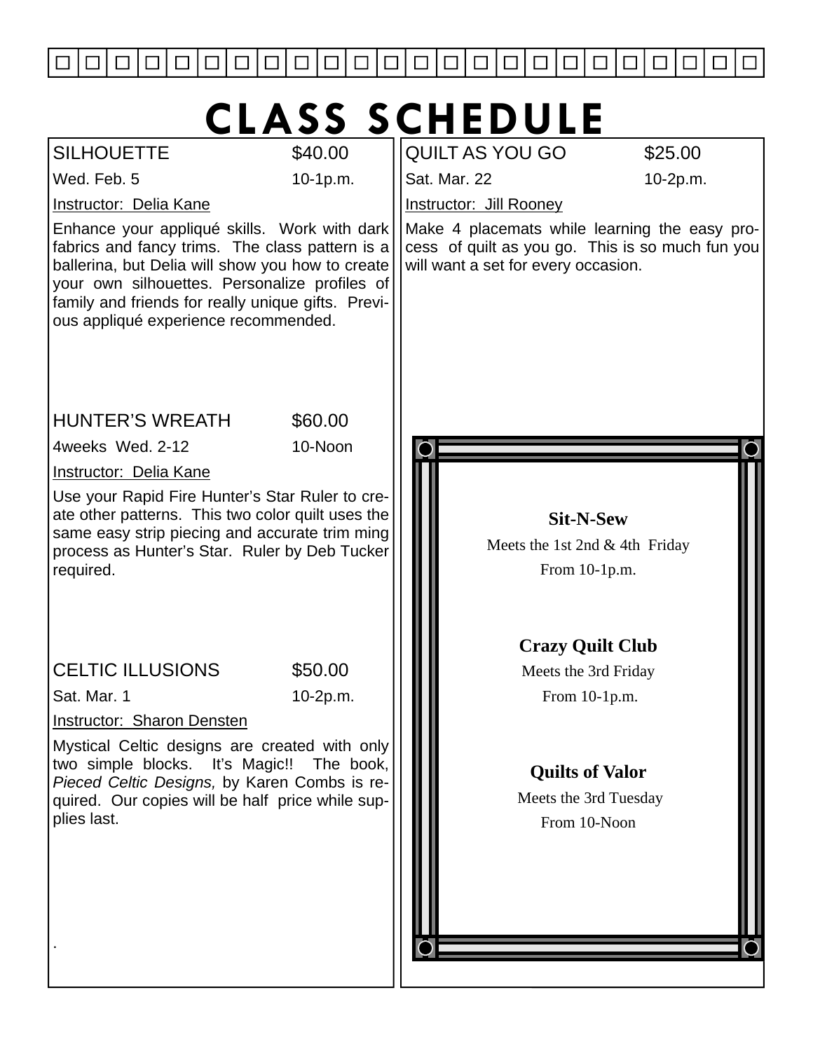# CLASS SCHEDULE

## SILHOUETTE $40.00

Wed. Feb. 5 10-1p.m.

Instructor: Delia Kane

Enhance your appliqué skills. Work with dark fabrics and fancy trims. The class pattern is a ballerina, but Delia will show you how to create your own silhouettes. Personalize profiles of family and friends for really unique gifts. Previous appliqué experience recommended.

## HUNTER'S WREATH $60.00

4weeks Wed. 2-12 10-Noon

Instructor: Delia Kane

Use your Rapid Fire Hunter's Star Ruler to create other patterns. This two color quilt uses the same easy strip piecing and accurate trim ming process as Hunter's Star. Ruler by Deb Tucker required.

## CELTIC ILLUSIONS $50.00

Sat. Mar. 1 10-2p.m.

Instructor: Sharon Densten

Mystical Celtic designs are created with only two simple blocks. It's Magic!! The book, *Pieced Celtic Designs,* by Karen Combs is required. Our copies will be half price while supplies last.

## QUILT AS YOU GO $25.00

Sat. Mar. 22 10-2p.m.

Instructor: Jill Rooney

Make 4 placemats while learning the easy process of quilt as you go. This is so much fun you will want a set for every occasion.

**Sit-N-Sew**

Meets the 1st 2nd & 4th Friday

From 10-1p.m.

**Crazy Quilt Club**

Meets the 3rd Friday

From 10-1p.m.

**Quilts of Valor**

Meets the 3rd Tuesday

From 10-Noon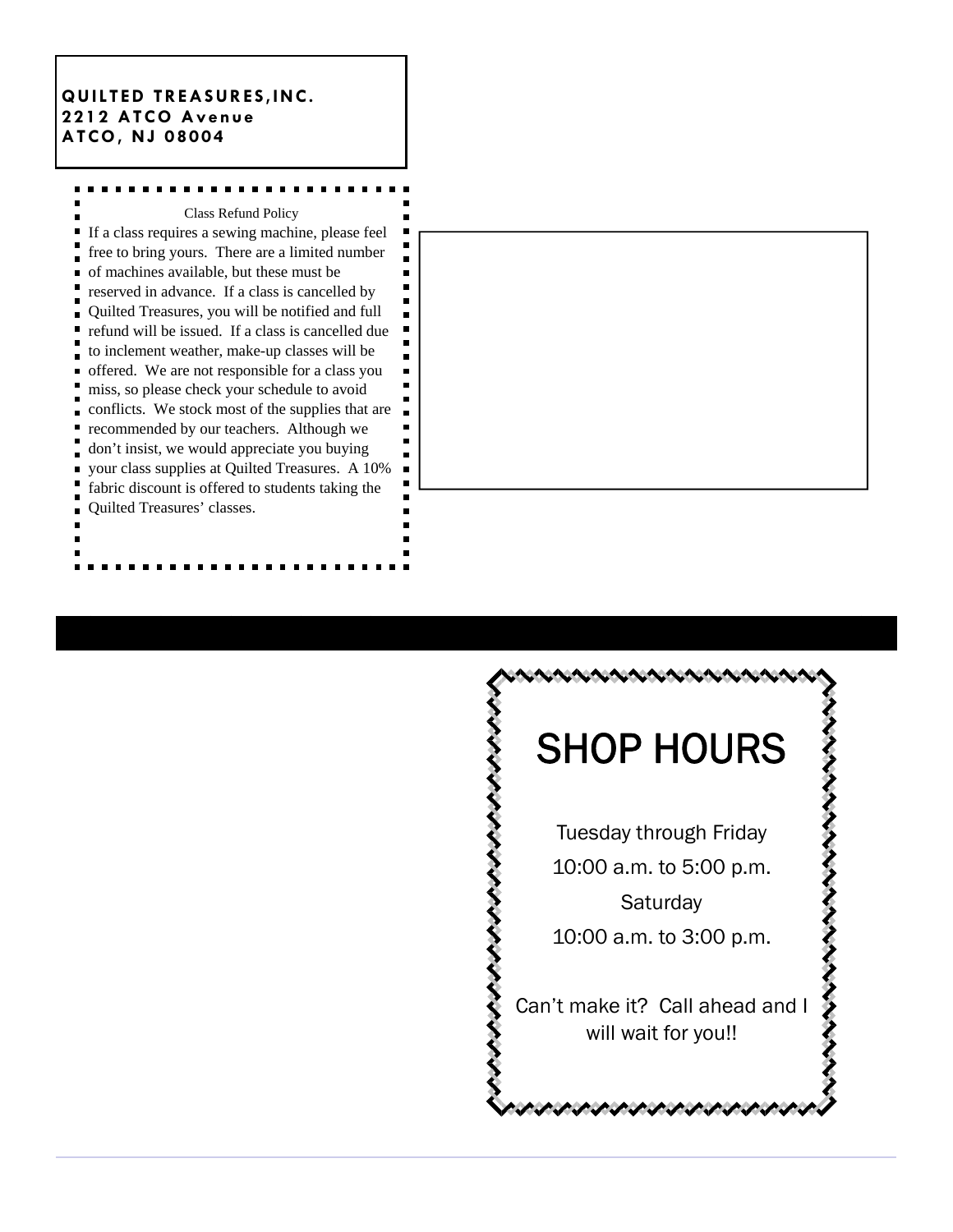**QUILTED TREASURES,INC.**
**2212 ATCO Avenue**
**ATCO, NJ 08004**

Class Refund Policy

If a class requires a sewing machine, please feel free to bring yours. There are a limited number of machines available, but these must be reserved in advance. If a class is cancelled by Quilted Treasures, you will be notified and full refund will be issued. If a class is cancelled due to inclement weather, make-up classes will be offered. We are not responsible for a class you miss, so please check your schedule to avoid conflicts. We stock most of the supplies that are recommended by our teachers. Although we don't insist, we would appreciate you buying your class supplies at Quilted Treasures. A 10% fabric discount is offered to students taking the Quilted Treasures' classes.

# SHOP HOURS

Tuesday through Friday

10:00 a.m. to 5:00 p.m.

Saturday

10:00 a.m. to 3:00 p.m.

Can't make it? Call ahead and I will wait for you!!